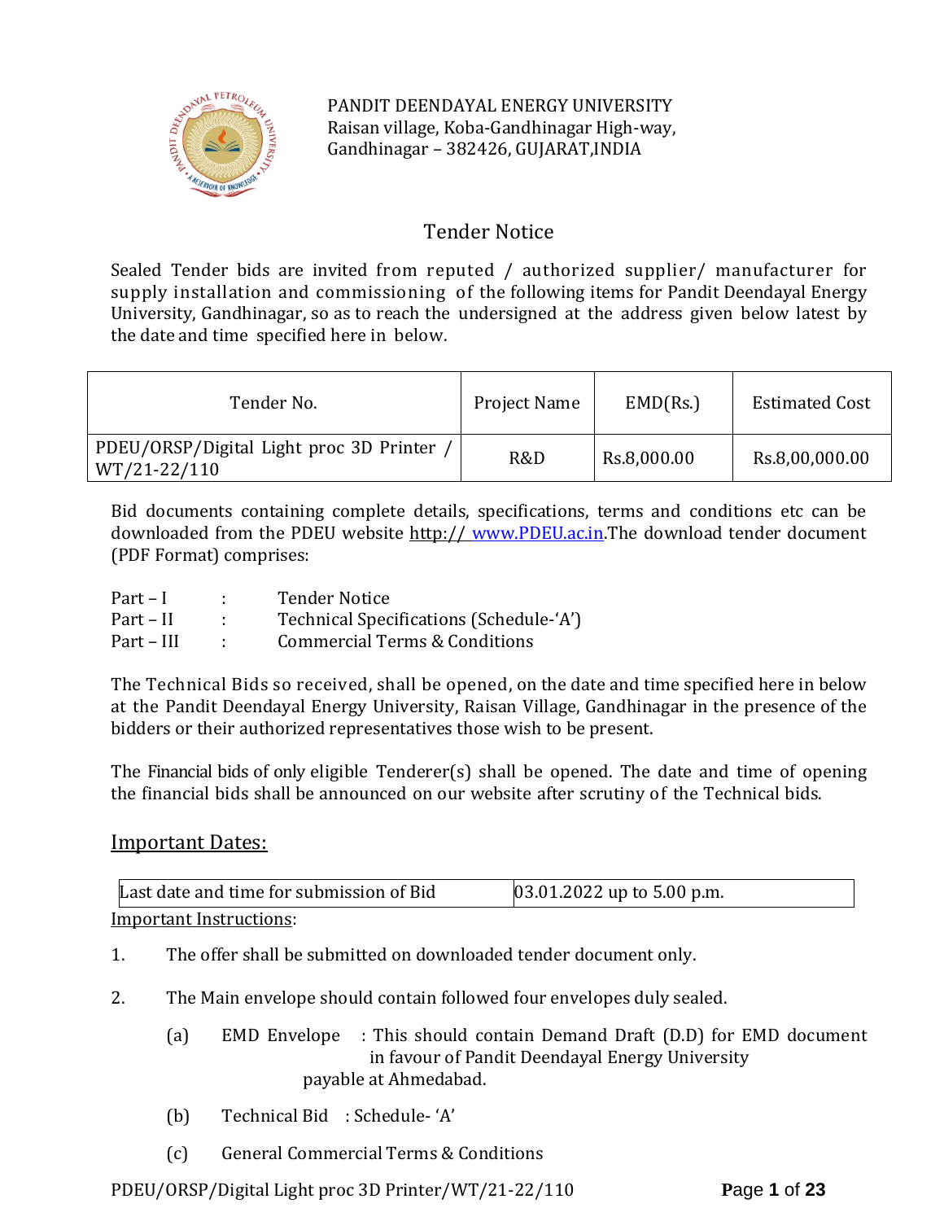PANDIT DEENDAYAL ENERGY UNIVERSITY
Raisan village, Koba-Gandhinagar High-way,
Gandhinagar – 382426, GUJARAT,INDIA

## Tender Notice

Sealed Tender bids are invited from reputed / authorized supplier/ manufacturer for supply installation and commissioning of the following items for Pandit Deendayal Energy University, Gandhinagar, so as to reach the undersigned at the address given below latest by the date and time specified here in below.

| Tender No. | Project Name | EMD(Rs.) | Estimated Cost |
|---|---|---|---|
| PDEU/ORSP/Digital Light proc 3D Printer / WT/21-22/110 | R&D | Rs.8,000.00 | Rs.8,00,000.00 |

Bid documents containing complete details, specifications, terms and conditions etc can be downloaded from the PDEU website http:// www.PDEU.ac.in.The download tender document (PDF Format) comprises:

Part – I : Tender Notice
Part – II : Technical Specifications (Schedule-'A')
Part – III : Commercial Terms & Conditions

The Technical Bids so received, shall be opened, on the date and time specified here in below at the Pandit Deendayal Energy University, Raisan Village, Gandhinagar in the presence of the bidders or their authorized representatives those wish to be present.

The Financial bids of only eligible Tenderer(s) shall be opened. The date and time of opening the financial bids shall be announced on our website after scrutiny of the Technical bids.

## Important Dates:

| | |
|---|---|
| Last date and time for submission of Bid | 03.01.2022 up to 5.00 p.m. |

Important Instructions:

1. The offer shall be submitted on downloaded tender document only.
2. The Main envelope should contain followed four envelopes duly sealed.
   - (a) EMD Envelope : This should contain Demand Draft (D.D) for EMD document in favour of Pandit Deendayal Energy University payable at Ahmedabad.
   - (b) Technical Bid : Schedule- 'A'
   - (c) General Commercial Terms & Conditions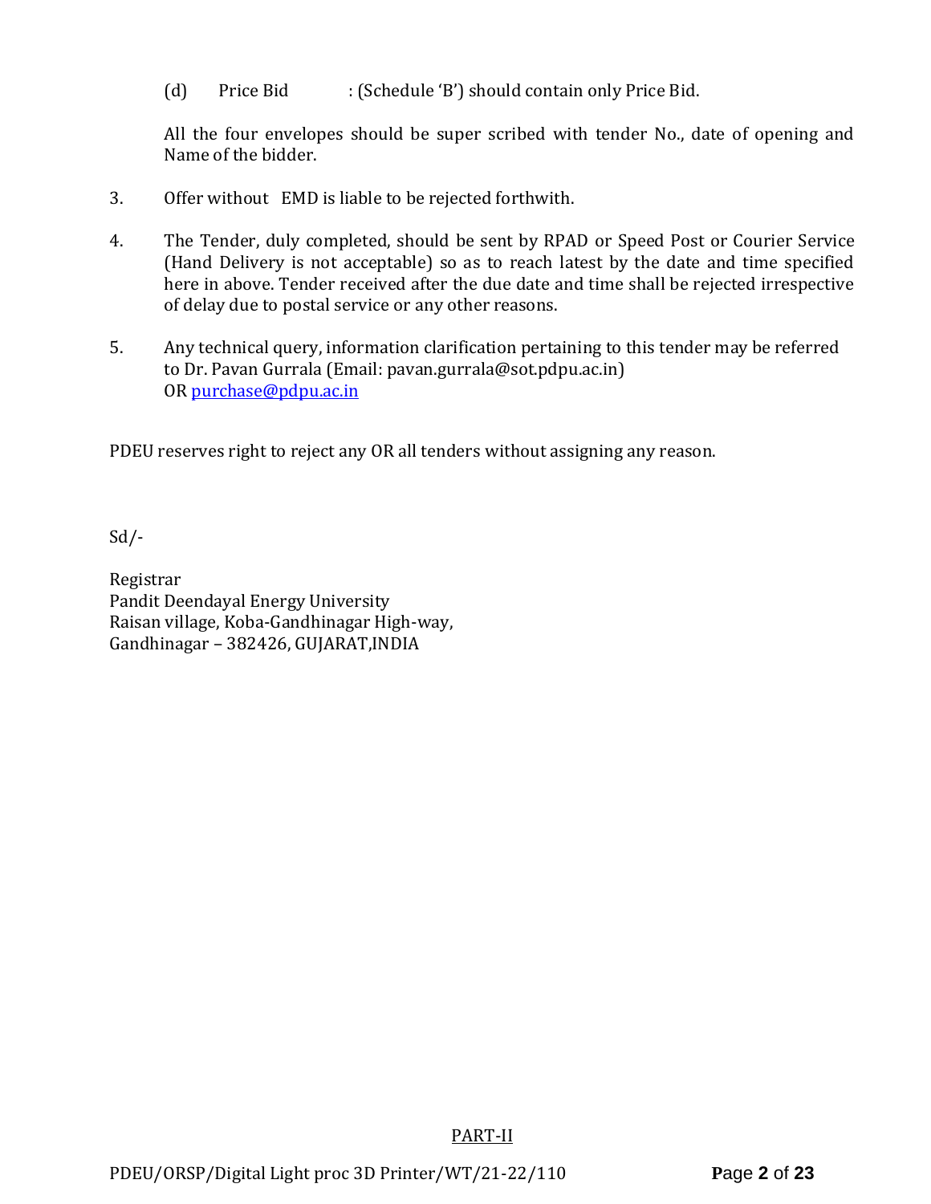(d) Price Bid : (Schedule 'B') should contain only Price Bid.

All the four envelopes should be super scribed with tender No., date of opening and Name of the bidder.

3. Offer without EMD is liable to be rejected forthwith.

4. The Tender, duly completed, should be sent by RPAD or Speed Post or Courier Service (Hand Delivery is not acceptable) so as to reach latest by the date and time specified here in above. Tender received after the due date and time shall be rejected irrespective of delay due to postal service or any other reasons.

5. Any technical query, information clarification pertaining to this tender may be referred to Dr. Pavan Gurrala (Email: pavan.gurrala@sot.pdpu.ac.in) OR purchase@pdpu.ac.in

PDEU reserves right to reject any OR all tenders without assigning any reason.

Sd/-

Registrar
Pandit Deendayal Energy University
Raisan village, Koba-Gandhinagar High-way,
Gandhinagar – 382426, GUJARAT,INDIA

PART-II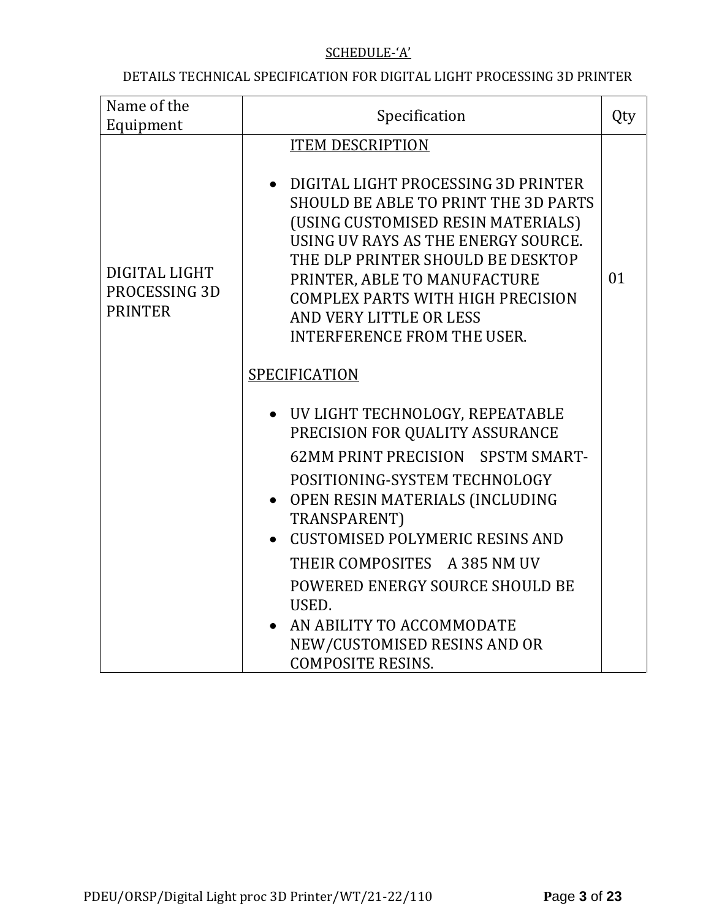SCHEDULE-'A'

DETAILS TECHNICAL SPECIFICATION FOR DIGITAL LIGHT PROCESSING 3D PRINTER

| Name of the Equipment | Specification | Qty |
|---|---|---|
| DIGITAL LIGHT PROCESSING 3D PRINTER | ITEM DESCRIPTION<br><br>• DIGITAL LIGHT PROCESSING 3D PRINTER SHOULD BE ABLE TO PRINT THE 3D PARTS (USING CUSTOMISED RESIN MATERIALS) USING UV RAYS AS THE ENERGY SOURCE. THE DLP PRINTER SHOULD BE DESKTOP PRINTER, ABLE TO MANUFACTURE COMPLEX PARTS WITH HIGH PRECISION AND VERY LITTLE OR LESS INTERFERENCE FROM THE USER.<br><br>SPECIFICATION<br><br>• UV LIGHT TECHNOLOGY, REPEATABLE PRECISION FOR QUALITY ASSURANCE 62MM PRINT PRECISION SPSTM SMART-POSITIONING-SYSTEM TECHNOLOGY<br>• OPEN RESIN MATERIALS (INCLUDING TRANSPARENT)<br>• CUSTOMISED POLYMERIC RESINS AND THEIR COMPOSITES A 385 NM UV POWERED ENERGY SOURCE SHOULD BE USED.<br>• AN ABILITY TO ACCOMMODATE NEW/CUSTOMISED RESINS AND OR COMPOSITE RESINS. | 01 |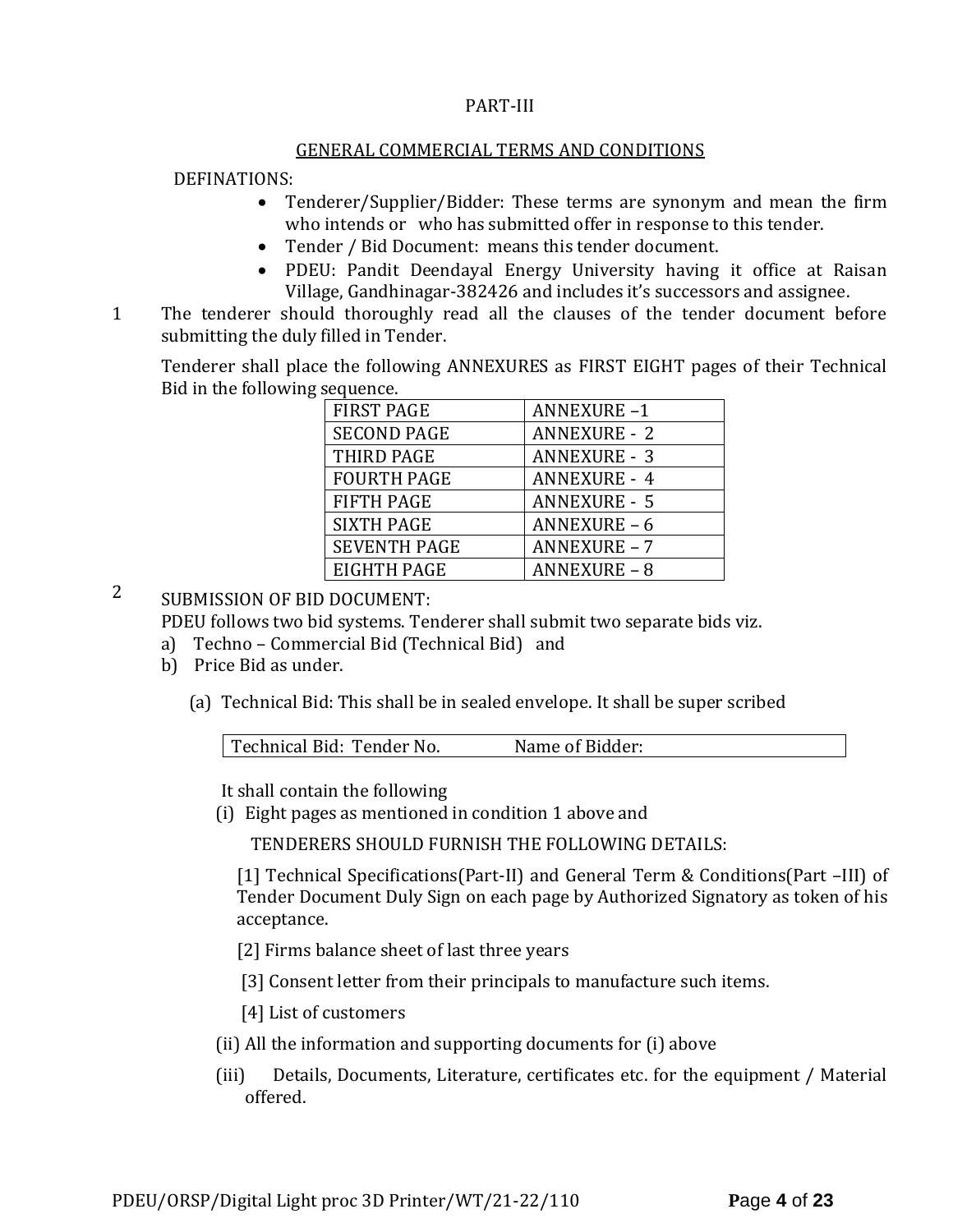PART-III

## GENERAL COMMERCIAL TERMS AND CONDITIONS

DEFINATIONS:

- Tenderer/Supplier/Bidder: These terms are synonym and mean the firm who intends or who has submitted offer in response to this tender.
- Tender / Bid Document: means this tender document.
- PDEU: Pandit Deendayal Energy University having it office at Raisan Village, Gandhinagar-382426 and includes it's successors and assignee.

1. The tenderer should thoroughly read all the clauses of the tender document before submitting the duly filled in Tender.

   Tenderer shall place the following ANNEXURES as FIRST EIGHT pages of their Technical Bid in the following sequence.

| | |
|---|---|
| FIRST PAGE | ANNEXURE –1 |
| SECOND PAGE | ANNEXURE - 2 |
| THIRD PAGE | ANNEXURE - 3 |
| FOURTH PAGE | ANNEXURE - 4 |
| FIFTH PAGE | ANNEXURE - 5 |
| SIXTH PAGE | ANNEXURE – 6 |
| SEVENTH PAGE | ANNEXURE – 7 |
| EIGHTH PAGE | ANNEXURE – 8 |

2. SUBMISSION OF BID DOCUMENT:
   PDEU follows two bid systems. Tenderer shall submit two separate bids viz.
   a) Techno – Commercial Bid (Technical Bid) and
   b) Price Bid as under.

   (a) Technical Bid: This shall be in sealed envelope. It shall be super scribed

| Technical Bid: Tender No. | Name of Bidder: |
|---|---|

   It shall contain the following

   (i) Eight pages as mentioned in condition 1 above and

   TENDERERS SHOULD FURNISH THE FOLLOWING DETAILS:

   [1] Technical Specifications(Part-II) and General Term & Conditions(Part –III) of Tender Document Duly Sign on each page by Authorized Signatory as token of his acceptance.

   [2] Firms balance sheet of last three years

   [3] Consent letter from their principals to manufacture such items.

   [4] List of customers

   (ii) All the information and supporting documents for (i) above

   (iii) Details, Documents, Literature, certificates etc. for the equipment / Material offered.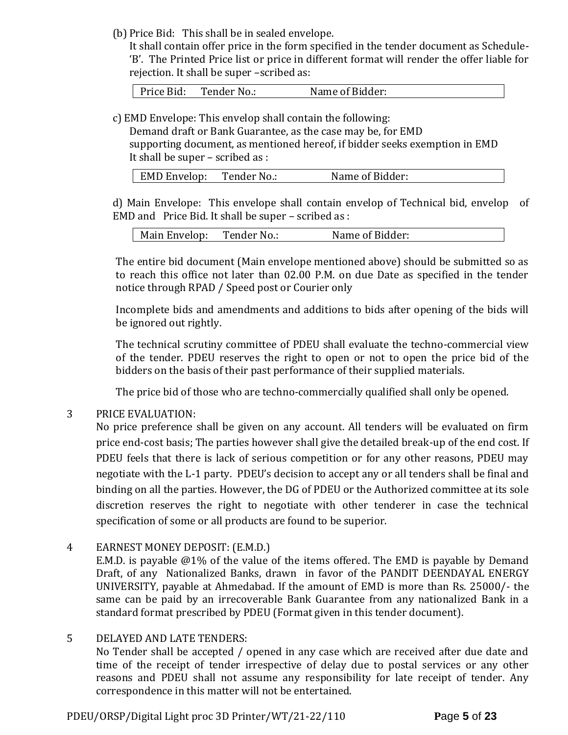(b) Price Bid: This shall be in sealed envelope.
It shall contain offer price in the form specified in the tender document as Schedule-'B'. The Printed Price list or price in different format will render the offer liable for rejection. It shall be super –scribed as:

| | | |
|---|---|---|
| Price Bid: | Tender No.: | Name of Bidder: |

c) EMD Envelope: This envelop shall contain the following:
Demand draft or Bank Guarantee, as the case may be, for EMD
supporting document, as mentioned hereof, if bidder seeks exemption in EMD
It shall be super – scribed as :

| | | |
|---|---|---|
| EMD Envelop: | Tender No.: | Name of Bidder: |

d) Main Envelope: This envelope shall contain envelop of Technical bid, envelop of EMD and Price Bid. It shall be super – scribed as :

| | | |
|---|---|---|
| Main Envelop: | Tender No.: | Name of Bidder: |

The entire bid document (Main envelope mentioned above) should be submitted so as to reach this office not later than 02.00 P.M. on due Date as specified in the tender notice through RPAD / Speed post or Courier only

Incomplete bids and amendments and additions to bids after opening of the bids will be ignored out rightly.

The technical scrutiny committee of PDEU shall evaluate the techno-commercial view of the tender. PDEU reserves the right to open or not to open the price bid of the bidders on the basis of their past performance of their supplied materials.

The price bid of those who are techno-commercially qualified shall only be opened.

3 PRICE EVALUATION:
No price preference shall be given on any account. All tenders will be evaluated on firm price end-cost basis; The parties however shall give the detailed break-up of the end cost. If PDEU feels that there is lack of serious competition or for any other reasons, PDEU may negotiate with the L-1 party. PDEU's decision to accept any or all tenders shall be final and binding on all the parties. However, the DG of PDEU or the Authorized committee at its sole discretion reserves the right to negotiate with other tenderer in case the technical specification of some or all products are found to be superior.

4 EARNEST MONEY DEPOSIT: (E.M.D.)
E.M.D. is payable @1% of the value of the items offered. The EMD is payable by Demand Draft, of any Nationalized Banks, drawn in favor of the PANDIT DEENDAYAL ENERGY UNIVERSITY, payable at Ahmedabad. If the amount of EMD is more than Rs. 25000/- the same can be paid by an irrecoverable Bank Guarantee from any nationalized Bank in a standard format prescribed by PDEU (Format given in this tender document).

5 DELAYED AND LATE TENDERS:
No Tender shall be accepted / opened in any case which are received after due date and time of the receipt of tender irrespective of delay due to postal services or any other reasons and PDEU shall not assume any responsibility for late receipt of tender. Any correspondence in this matter will not be entertained.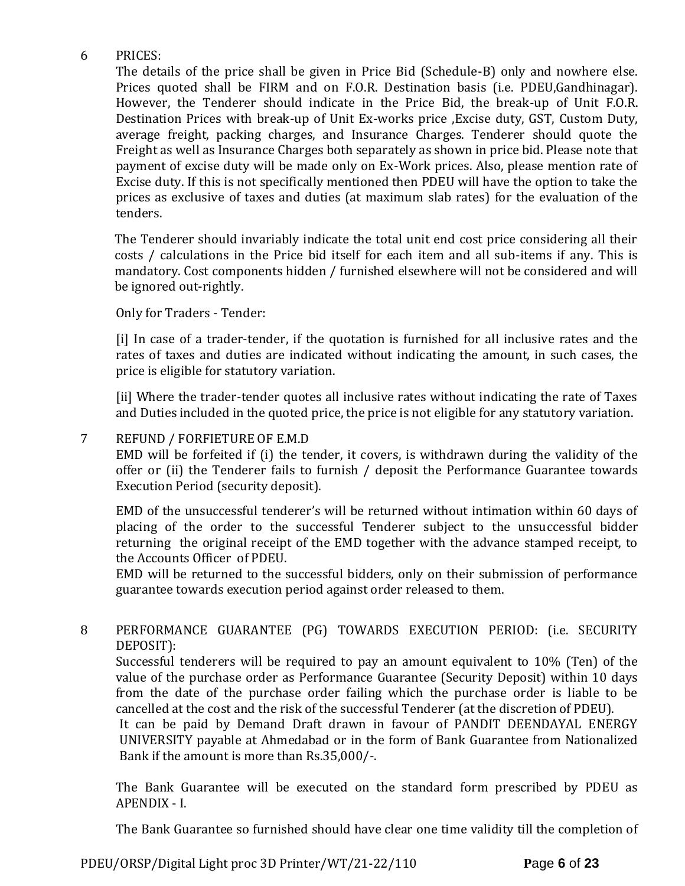## 6 PRICES:

The details of the price shall be given in Price Bid (Schedule-B) only and nowhere else. Prices quoted shall be FIRM and on F.O.R. Destination basis (i.e. PDEU,Gandhinagar). However, the Tenderer should indicate in the Price Bid, the break-up of Unit F.O.R. Destination Prices with break-up of Unit Ex-works price ,Excise duty, GST, Custom Duty, average freight, packing charges, and Insurance Charges. Tenderer should quote the Freight as well as Insurance Charges both separately as shown in price bid. Please note that payment of excise duty will be made only on Ex-Work prices. Also, please mention rate of Excise duty. If this is not specifically mentioned then PDEU will have the option to take the prices as exclusive of taxes and duties (at maximum slab rates) for the evaluation of the tenders.

The Tenderer should invariably indicate the total unit end cost price considering all their costs / calculations in the Price bid itself for each item and all sub-items if any. This is mandatory. Cost components hidden / furnished elsewhere will not be considered and will be ignored out-rightly.

Only for Traders - Tender:

[i] In case of a trader-tender, if the quotation is furnished for all inclusive rates and the rates of taxes and duties are indicated without indicating the amount, in such cases, the price is eligible for statutory variation.

[ii] Where the trader-tender quotes all inclusive rates without indicating the rate of Taxes and Duties included in the quoted price, the price is not eligible for any statutory variation.

## 7 REFUND / FORFIETURE OF E.M.D

EMD will be forfeited if (i) the tender, it covers, is withdrawn during the validity of the offer or (ii) the Tenderer fails to furnish / deposit the Performance Guarantee towards Execution Period (security deposit).

EMD of the unsuccessful tenderer's will be returned without intimation within 60 days of placing of the order to the successful Tenderer subject to the unsuccessful bidder returning the original receipt of the EMD together with the advance stamped receipt, to the Accounts Officer of PDEU.

EMD will be returned to the successful bidders, only on their submission of performance guarantee towards execution period against order released to them.

## 8 PERFORMANCE GUARANTEE (PG) TOWARDS EXECUTION PERIOD: (i.e. SECURITY DEPOSIT):

Successful tenderers will be required to pay an amount equivalent to 10% (Ten) of the value of the purchase order as Performance Guarantee (Security Deposit) within 10 days from the date of the purchase order failing which the purchase order is liable to be cancelled at the cost and the risk of the successful Tenderer (at the discretion of PDEU).

It can be paid by Demand Draft drawn in favour of PANDIT DEENDAYAL ENERGY UNIVERSITY payable at Ahmedabad or in the form of Bank Guarantee from Nationalized Bank if the amount is more than Rs.35,000/-.

The Bank Guarantee will be executed on the standard form prescribed by PDEU as APENDIX - I.

The Bank Guarantee so furnished should have clear one time validity till the completion of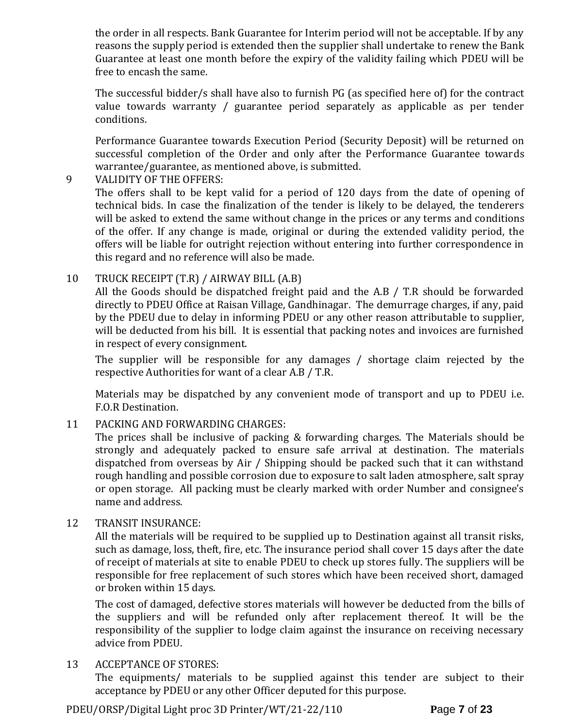the order in all respects. Bank Guarantee for Interim period will not be acceptable. If by any reasons the supply period is extended then the supplier shall undertake to renew the Bank Guarantee at least one month before the expiry of the validity failing which PDEU will be free to encash the same.

The successful bidder/s shall have also to furnish PG (as specified here of) for the contract value towards warranty / guarantee period separately as applicable as per tender conditions.

Performance Guarantee towards Execution Period (Security Deposit) will be returned on successful completion of the Order and only after the Performance Guarantee towards warrantee/guarantee, as mentioned above, is submitted.

9 VALIDITY OF THE OFFERS:

The offers shall to be kept valid for a period of 120 days from the date of opening of technical bids. In case the finalization of the tender is likely to be delayed, the tenderers will be asked to extend the same without change in the prices or any terms and conditions of the offer. If any change is made, original or during the extended validity period, the offers will be liable for outright rejection without entering into further correspondence in this regard and no reference will also be made.

10 TRUCK RECEIPT (T.R) / AIRWAY BILL (A.B)

All the Goods should be dispatched freight paid and the A.B / T.R should be forwarded directly to PDEU Office at Raisan Village, Gandhinagar. The demurrage charges, if any, paid by the PDEU due to delay in informing PDEU or any other reason attributable to supplier, will be deducted from his bill. It is essential that packing notes and invoices are furnished in respect of every consignment.

The supplier will be responsible for any damages / shortage claim rejected by the respective Authorities for want of a clear A.B / T.R.

Materials may be dispatched by any convenient mode of transport and up to PDEU i.e. F.O.R Destination.

11 PACKING AND FORWARDING CHARGES:

The prices shall be inclusive of packing & forwarding charges. The Materials should be strongly and adequately packed to ensure safe arrival at destination. The materials dispatched from overseas by Air / Shipping should be packed such that it can withstand rough handling and possible corrosion due to exposure to salt laden atmosphere, salt spray or open storage. All packing must be clearly marked with order Number and consignee's name and address.

12 TRANSIT INSURANCE:

All the materials will be required to be supplied up to Destination against all transit risks, such as damage, loss, theft, fire, etc. The insurance period shall cover 15 days after the date of receipt of materials at site to enable PDEU to check up stores fully. The suppliers will be responsible for free replacement of such stores which have been received short, damaged or broken within 15 days.

The cost of damaged, defective stores materials will however be deducted from the bills of the suppliers and will be refunded only after replacement thereof. It will be the responsibility of the supplier to lodge claim against the insurance on receiving necessary advice from PDEU.

13 ACCEPTANCE OF STORES:

The equipments/ materials to be supplied against this tender are subject to their acceptance by PDEU or any other Officer deputed for this purpose.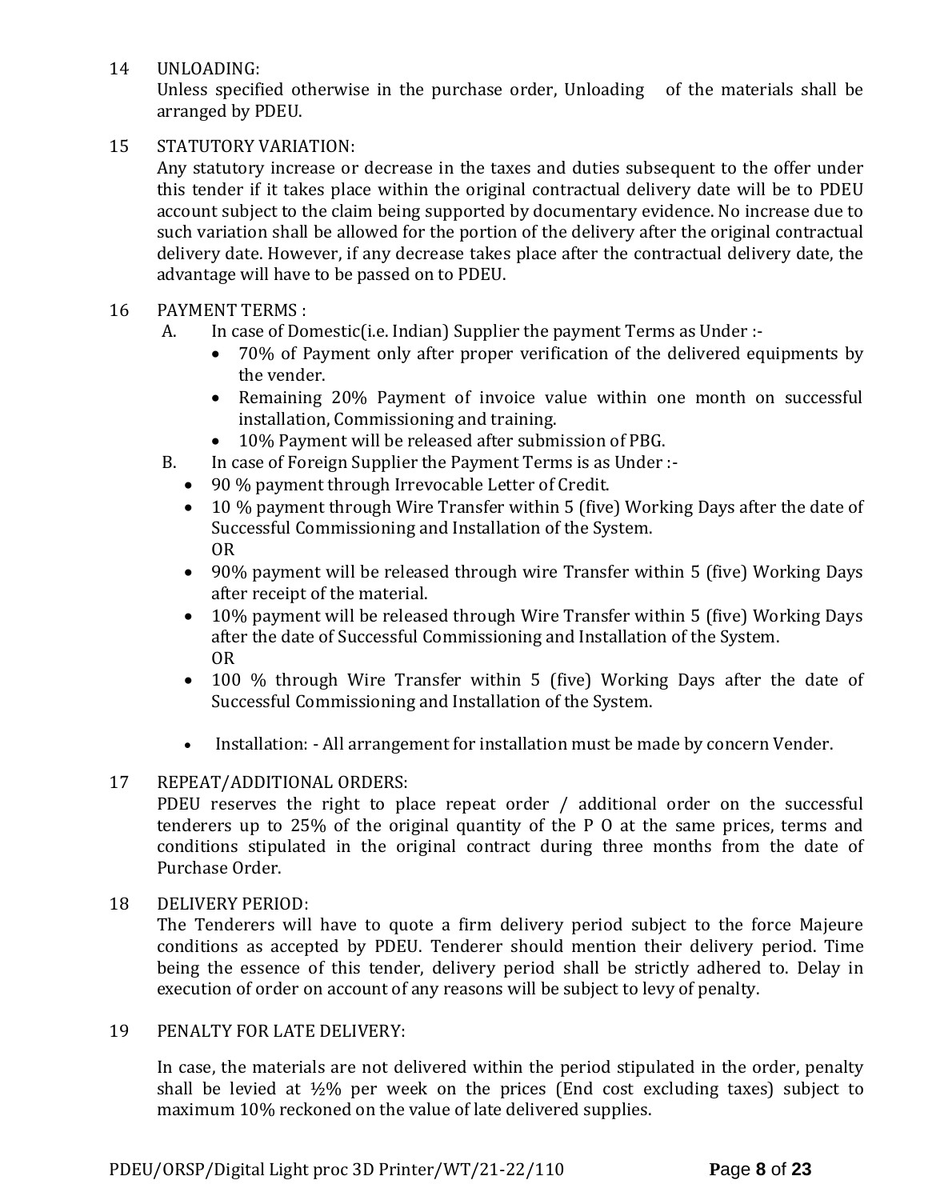14 UNLOADING:

Unless specified otherwise in the purchase order, Unloading of the materials shall be arranged by PDEU.

15 STATUTORY VARIATION:

Any statutory increase or decrease in the taxes and duties subsequent to the offer under this tender if it takes place within the original contractual delivery date will be to PDEU account subject to the claim being supported by documentary evidence. No increase due to such variation shall be allowed for the portion of the delivery after the original contractual delivery date. However, if any decrease takes place after the contractual delivery date, the advantage will have to be passed on to PDEU.

16 PAYMENT TERMS :

A. In case of Domestic(i.e. Indian) Supplier the payment Terms as Under :-
- 70% of Payment only after proper verification of the delivered equipments by the vender.
- Remaining 20% Payment of invoice value within one month on successful installation, Commissioning and training.
- 10% Payment will be released after submission of PBG.

B. In case of Foreign Supplier the Payment Terms is as Under :-
- 90 % payment through Irrevocable Letter of Credit.
- 10 % payment through Wire Transfer within 5 (five) Working Days after the date of Successful Commissioning and Installation of the System.
  OR
- 90% payment will be released through wire Transfer within 5 (five) Working Days after receipt of the material.
- 10% payment will be released through Wire Transfer within 5 (five) Working Days after the date of Successful Commissioning and Installation of the System.
  OR
- 100 % through Wire Transfer within 5 (five) Working Days after the date of Successful Commissioning and Installation of the System.

- Installation: - All arrangement for installation must be made by concern Vender.

17 REPEAT/ADDITIONAL ORDERS:

PDEU reserves the right to place repeat order / additional order on the successful tenderers up to 25% of the original quantity of the P O at the same prices, terms and conditions stipulated in the original contract during three months from the date of Purchase Order.

18 DELIVERY PERIOD:

The Tenderers will have to quote a firm delivery period subject to the force Majeure conditions as accepted by PDEU. Tenderer should mention their delivery period. Time being the essence of this tender, delivery period shall be strictly adhered to. Delay in execution of order on account of any reasons will be subject to levy of penalty.

19 PENALTY FOR LATE DELIVERY:

In case, the materials are not delivered within the period stipulated in the order, penalty shall be levied at ½% per week on the prices (End cost excluding taxes) subject to maximum 10% reckoned on the value of late delivered supplies.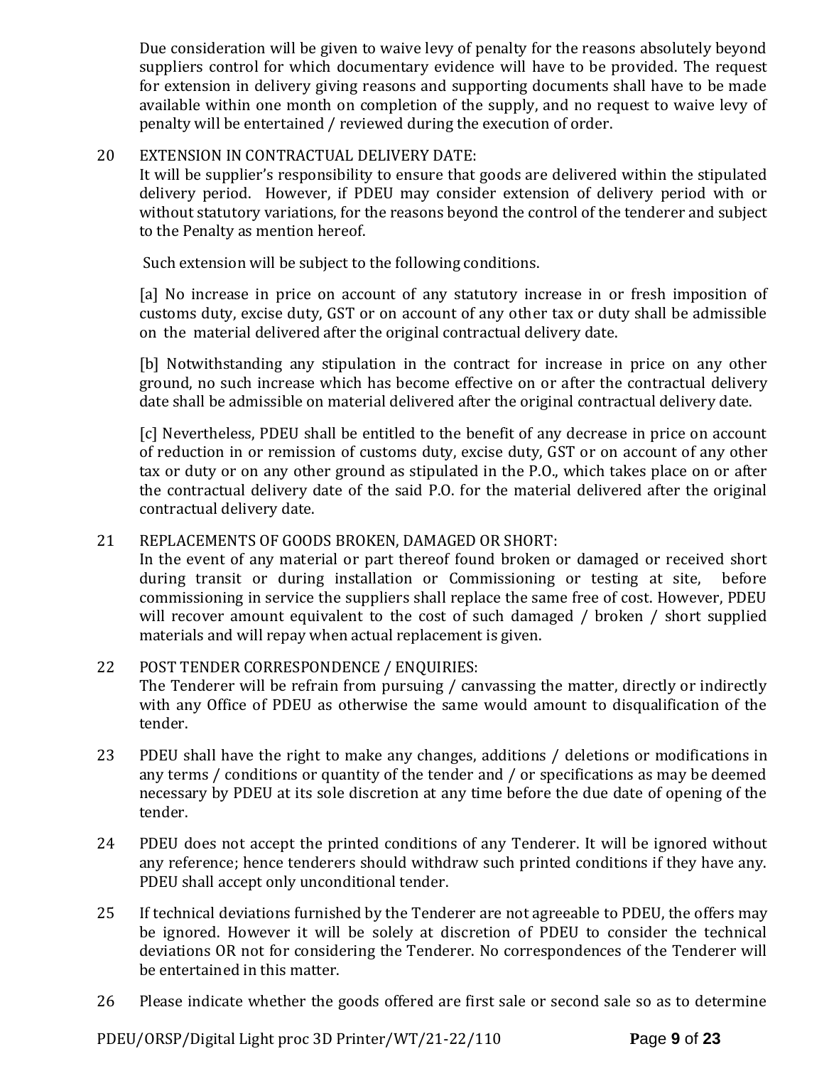Due consideration will be given to waive levy of penalty for the reasons absolutely beyond suppliers control for which documentary evidence will have to be provided. The request for extension in delivery giving reasons and supporting documents shall have to be made available within one month on completion of the supply, and no request to waive levy of penalty will be entertained / reviewed during the execution of order.

20 EXTENSION IN CONTRACTUAL DELIVERY DATE:

It will be supplier's responsibility to ensure that goods are delivered within the stipulated delivery period. However, if PDEU may consider extension of delivery period with or without statutory variations, for the reasons beyond the control of the tenderer and subject to the Penalty as mention hereof.

Such extension will be subject to the following conditions.

[a] No increase in price on account of any statutory increase in or fresh imposition of customs duty, excise duty, GST or on account of any other tax or duty shall be admissible on the material delivered after the original contractual delivery date.

[b] Notwithstanding any stipulation in the contract for increase in price on any other ground, no such increase which has become effective on or after the contractual delivery date shall be admissible on material delivered after the original contractual delivery date.

[c] Nevertheless, PDEU shall be entitled to the benefit of any decrease in price on account of reduction in or remission of customs duty, excise duty, GST or on account of any other tax or duty or on any other ground as stipulated in the P.O., which takes place on or after the contractual delivery date of the said P.O. for the material delivered after the original contractual delivery date.

21 REPLACEMENTS OF GOODS BROKEN, DAMAGED OR SHORT:

In the event of any material or part thereof found broken or damaged or received short during transit or during installation or Commissioning or testing at site, before commissioning in service the suppliers shall replace the same free of cost. However, PDEU will recover amount equivalent to the cost of such damaged / broken / short supplied materials and will repay when actual replacement is given.

22 POST TENDER CORRESPONDENCE / ENQUIRIES:

The Tenderer will be refrain from pursuing / canvassing the matter, directly or indirectly with any Office of PDEU as otherwise the same would amount to disqualification of the tender.

23 PDEU shall have the right to make any changes, additions / deletions or modifications in any terms / conditions or quantity of the tender and / or specifications as may be deemed necessary by PDEU at its sole discretion at any time before the due date of opening of the tender.

24 PDEU does not accept the printed conditions of any Tenderer. It will be ignored without any reference; hence tenderers should withdraw such printed conditions if they have any. PDEU shall accept only unconditional tender.

25 If technical deviations furnished by the Tenderer are not agreeable to PDEU, the offers may be ignored. However it will be solely at discretion of PDEU to consider the technical deviations OR not for considering the Tenderer. No correspondences of the Tenderer will be entertained in this matter.

26 Please indicate whether the goods offered are first sale or second sale so as to determine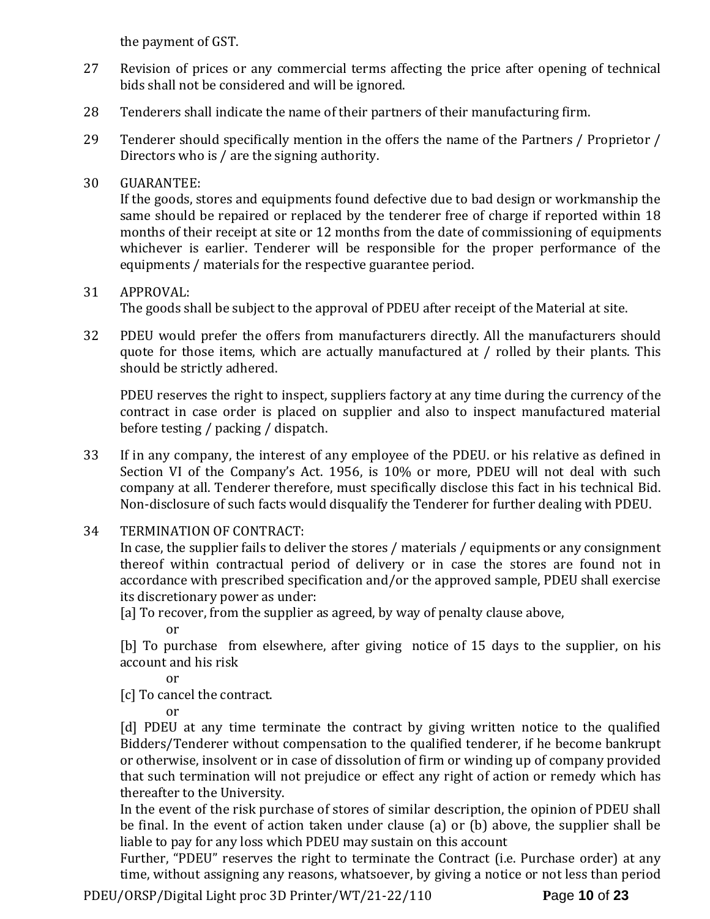the payment of GST.

27 Revision of prices or any commercial terms affecting the price after opening of technical bids shall not be considered and will be ignored.

28 Tenderers shall indicate the name of their partners of their manufacturing firm.

29 Tenderer should specifically mention in the offers the name of the Partners / Proprietor / Directors who is / are the signing authority.

30 GUARANTEE:
If the goods, stores and equipments found defective due to bad design or workmanship the same should be repaired or replaced by the tenderer free of charge if reported within 18 months of their receipt at site or 12 months from the date of commissioning of equipments whichever is earlier. Tenderer will be responsible for the proper performance of the equipments / materials for the respective guarantee period.

31 APPROVAL:
The goods shall be subject to the approval of PDEU after receipt of the Material at site.

32 PDEU would prefer the offers from manufacturers directly. All the manufacturers should quote for those items, which are actually manufactured at / rolled by their plants. This should be strictly adhered.

PDEU reserves the right to inspect, suppliers factory at any time during the currency of the contract in case order is placed on supplier and also to inspect manufactured material before testing / packing / dispatch.

33 If in any company, the interest of any employee of the PDEU. or his relative as defined in Section VI of the Company's Act. 1956, is 10% or more, PDEU will not deal with such company at all. Tenderer therefore, must specifically disclose this fact in his technical Bid. Non-disclosure of such facts would disqualify the Tenderer for further dealing with PDEU.

34 TERMINATION OF CONTRACT:
In case, the supplier fails to deliver the stores / materials / equipments or any consignment thereof within contractual period of delivery or in case the stores are found not in accordance with prescribed specification and/or the approved sample, PDEU shall exercise its discretionary power as under:

[a] To recover, from the supplier as agreed, by way of penalty clause above,

or

[b] To purchase from elsewhere, after giving notice of 15 days to the supplier, on his account and his risk

or

[c] To cancel the contract.

or

[d] PDEU at any time terminate the contract by giving written notice to the qualified Bidders/Tenderer without compensation to the qualified tenderer, if he become bankrupt or otherwise, insolvent or in case of dissolution of firm or winding up of company provided that such termination will not prejudice or effect any right of action or remedy which has thereafter to the University.

In the event of the risk purchase of stores of similar description, the opinion of PDEU shall be final. In the event of action taken under clause (a) or (b) above, the supplier shall be liable to pay for any loss which PDEU may sustain on this account

Further, "PDEU" reserves the right to terminate the Contract (i.e. Purchase order) at any time, without assigning any reasons, whatsoever, by giving a notice or not less than period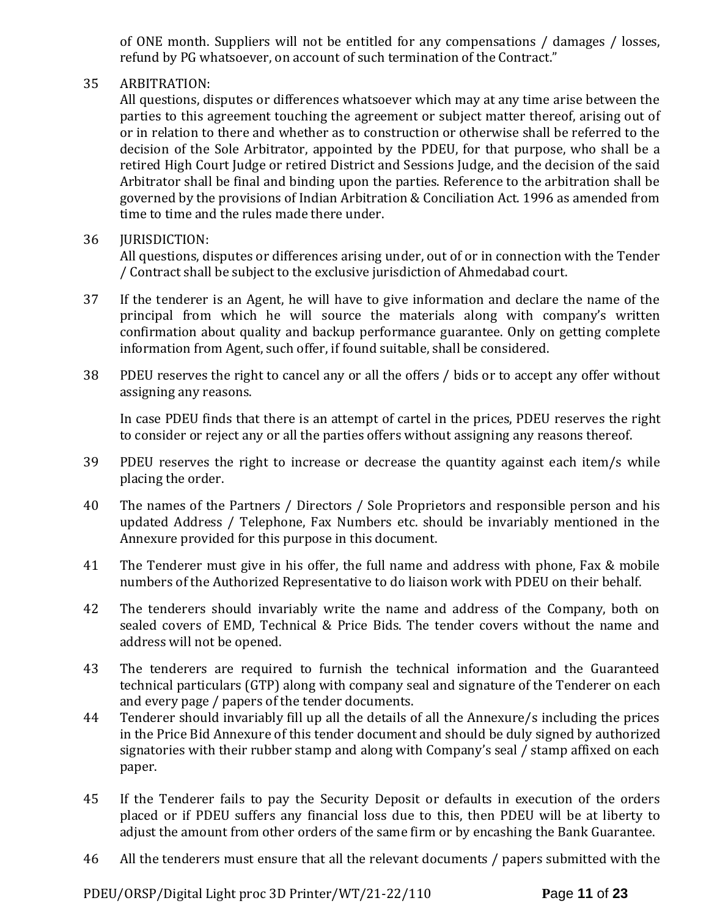of ONE month. Suppliers will not be entitled for any compensations / damages / losses, refund by PG whatsoever, on account of such termination of the Contract."

35 ARBITRATION:
All questions, disputes or differences whatsoever which may at any time arise between the parties to this agreement touching the agreement or subject matter thereof, arising out of or in relation to there and whether as to construction or otherwise shall be referred to the decision of the Sole Arbitrator, appointed by the PDEU, for that purpose, who shall be a retired High Court Judge or retired District and Sessions Judge, and the decision of the said Arbitrator shall be final and binding upon the parties. Reference to the arbitration shall be governed by the provisions of Indian Arbitration & Conciliation Act. 1996 as amended from time to time and the rules made there under.

36 JURISDICTION:
All questions, disputes or differences arising under, out of or in connection with the Tender / Contract shall be subject to the exclusive jurisdiction of Ahmedabad court.

37 If the tenderer is an Agent, he will have to give information and declare the name of the principal from which he will source the materials along with company's written confirmation about quality and backup performance guarantee. Only on getting complete information from Agent, such offer, if found suitable, shall be considered.

38 PDEU reserves the right to cancel any or all the offers / bids or to accept any offer without assigning any reasons.

In case PDEU finds that there is an attempt of cartel in the prices, PDEU reserves the right to consider or reject any or all the parties offers without assigning any reasons thereof.

39 PDEU reserves the right to increase or decrease the quantity against each item/s while placing the order.

40 The names of the Partners / Directors / Sole Proprietors and responsible person and his updated Address / Telephone, Fax Numbers etc. should be invariably mentioned in the Annexure provided for this purpose in this document.

41 The Tenderer must give in his offer, the full name and address with phone, Fax & mobile numbers of the Authorized Representative to do liaison work with PDEU on their behalf.

42 The tenderers should invariably write the name and address of the Company, both on sealed covers of EMD, Technical & Price Bids. The tender covers without the name and address will not be opened.

43 The tenderers are required to furnish the technical information and the Guaranteed technical particulars (GTP) along with company seal and signature of the Tenderer on each and every page / papers of the tender documents.

44 Tenderer should invariably fill up all the details of all the Annexure/s including the prices in the Price Bid Annexure of this tender document and should be duly signed by authorized signatories with their rubber stamp and along with Company's seal / stamp affixed on each paper.

45 If the Tenderer fails to pay the Security Deposit or defaults in execution of the orders placed or if PDEU suffers any financial loss due to this, then PDEU will be at liberty to adjust the amount from other orders of the same firm or by encashing the Bank Guarantee.

46 All the tenderers must ensure that all the relevant documents / papers submitted with the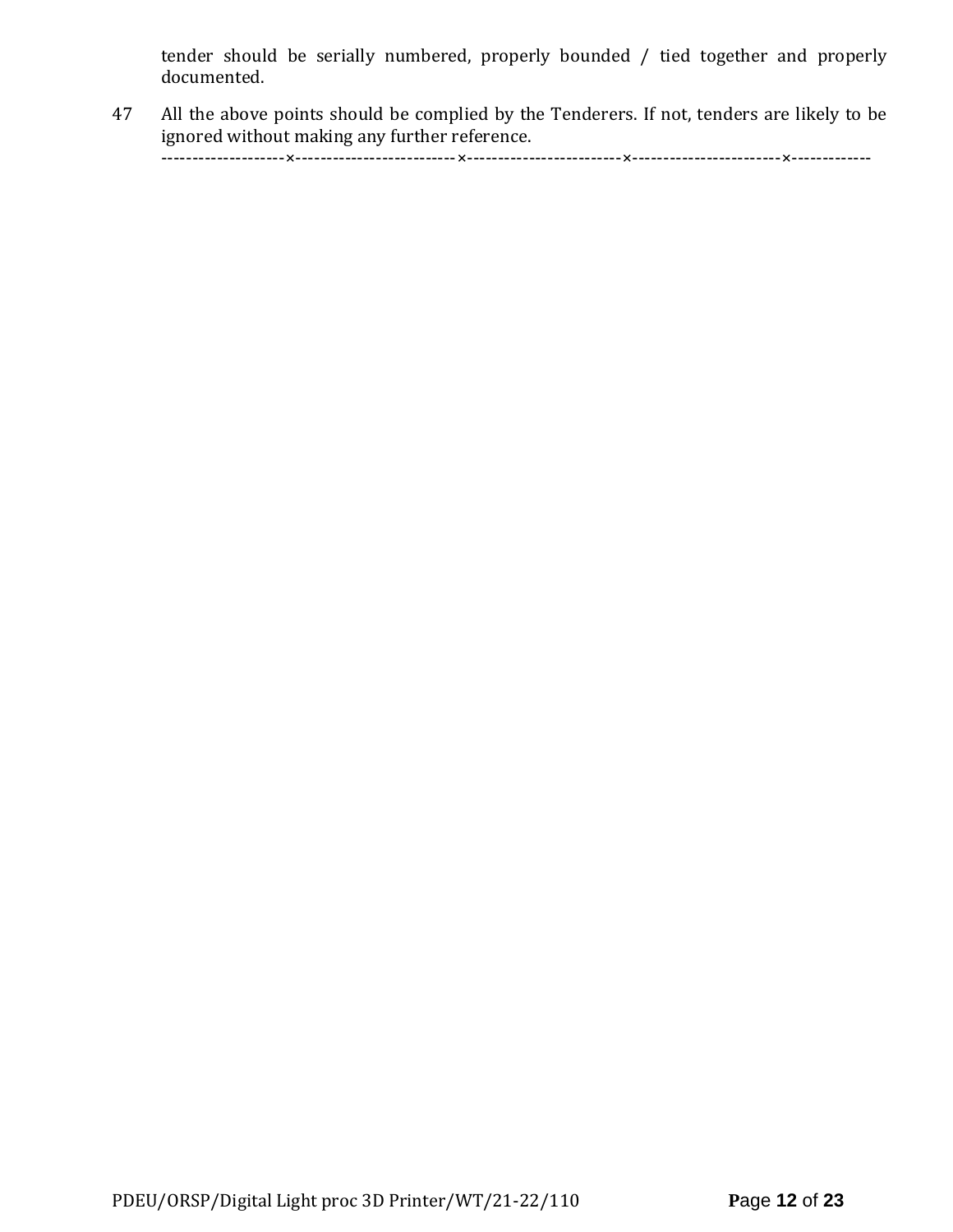tender should be serially numbered, properly bounded / tied together and properly documented.

47 All the above points should be complied by the Tenderers. If not, tenders are likely to be ignored without making any further reference.

--------------------×--------------------------×-------------------------×------------------------×-------------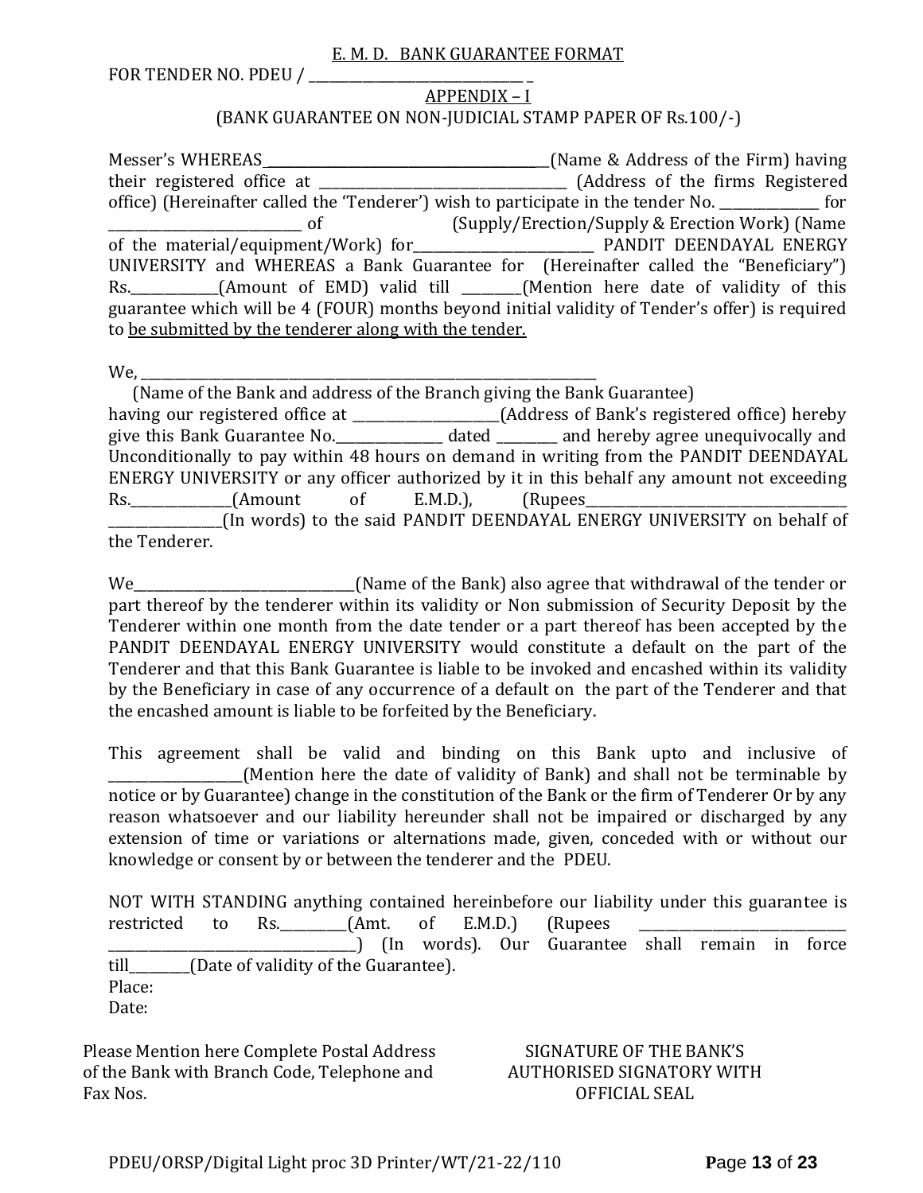E. M. D. BANK GUARANTEE FORMAT

FOR TENDER NO. PDEU / _________________________________ _

APPENDIX – I

(BANK GUARANTEE ON NON-JUDICIAL STAMP PAPER OF Rs.100/-)

Messer's WHEREAS_____________________________________________(Name & Address of the Firm) having their registered office at ______________________________________ (Address of the firms Registered office) (Hereinafter called the 'Tenderer') wish to participate in the tender No. _______________ for _____________________________ of (Supply/Erection/Supply & Erection Work) (Name of the material/equipment/Work) for____________________________ PANDIT DEENDAYAL ENERGY UNIVERSITY and WHEREAS a Bank Guarantee for (Hereinafter called the "Beneficiary") Rs._____________(Amount of EMD) valid till _________(Mention here date of validity of this guarantee which will be 4 (FOUR) months beyond initial validity of Tender's offer) is required to be submitted by the tenderer along with the tender.

We, ________________________________________________________________________

(Name of the Bank and address of the Branch giving the Bank Guarantee)

having our registered office at ______________________(Address of Bank's registered office) hereby give this Bank Guarantee No.________________ dated _________ and hereby agree unequivocally and Unconditionally to pay within 48 hours on demand in writing from the PANDIT DEENDAYAL ENERGY UNIVERSITY or any officer authorized by it in this behalf any amount not exceeding Rs._______________(Amount of E.M.D.), (Rupees_________________________________________ _________________(In words) to the said PANDIT DEENDAYAL ENERGY UNIVERSITY on behalf of the Tenderer.

We__________________________________(Name of the Bank) also agree that withdrawal of the tender or part thereof by the tenderer within its validity or Non submission of Security Deposit by the Tenderer within one month from the date tender or a part thereof has been accepted by the PANDIT DEENDAYAL ENERGY UNIVERSITY would constitute a default on the part of the Tenderer and that this Bank Guarantee is liable to be invoked and encashed within its validity by the Beneficiary in case of any occurrence of a default on the part of the Tenderer and that the encashed amount is liable to be forfeited by the Beneficiary.

This agreement shall be valid and binding on this Bank upto and inclusive of ___________________(Mention here the date of validity of Bank) and shall not be terminable by notice or by Guarantee) change in the constitution of the Bank or the firm of Tenderer Or by any reason whatsoever and our liability hereunder shall not be impaired or discharged by any extension of time or variations or alternations made, given, conceded with or without our knowledge or consent by or between the tenderer and the PDEU.

NOT WITH STANDING anything contained hereinbefore our liability under this guarantee is restricted to Rs.__________(Amt. of E.M.D.) (Rupees _______________________________ ______________________________________) (In words). Our Guarantee shall remain in force till_________(Date of validity of the Guarantee).

Place:

Date:

Please Mention here Complete Postal Address of the Bank with Branch Code, Telephone and Fax Nos.

SIGNATURE OF THE BANK'S AUTHORISED SIGNATORY WITH OFFICIAL SEAL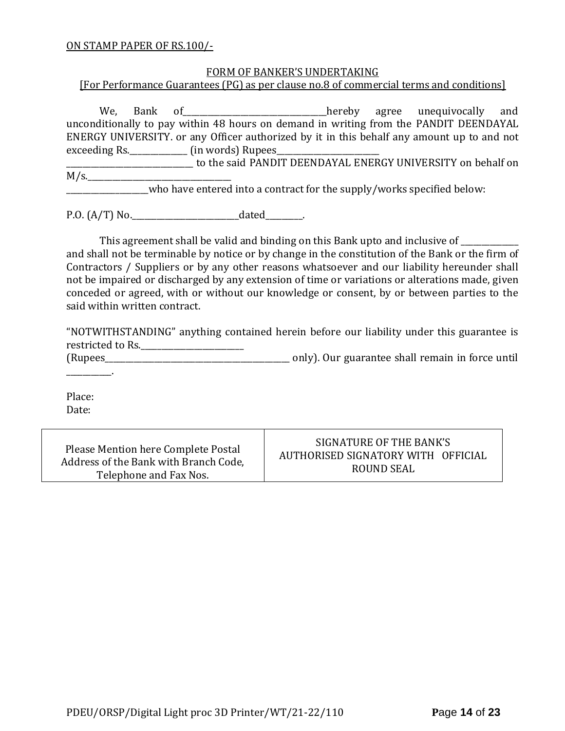ON STAMP PAPER OF RS.100/-

FORM OF BANKER'S UNDERTAKING

[For Performance Guarantees (PG) as per clause no.8 of commercial terms and conditions]

We, Bank of____________________________________hereby agree unequivocally and unconditionally to pay within 48 hours on demand in writing from the PANDIT DEENDAYAL ENERGY UNIVERSITY. or any Officer authorized by it in this behalf any amount up to and not exceeding Rs.______________ (in words) Rupees_________________________ ________________________________ to the said PANDIT DEENDAYAL ENERGY UNIVERSITY on behalf on M/s.____________________________________ ____________________who have entered into a contract for the supply/works specified below:

P.O. (A/T) No.___________________________dated_________.

This agreement shall be valid and binding on this Bank upto and inclusive of ______________ and shall not be terminable by notice or by change in the constitution of the Bank or the firm of Contractors / Suppliers or by any other reasons whatsoever and our liability hereunder shall not be impaired or discharged by any extension of time or variations or alterations made, given conceded or agreed, with or without our knowledge or consent, by or between parties to the said within written contract.

"NOTWITHSTANDING" anything contained herein before our liability under this guarantee is restricted to Rs.__________________________ (Rupees________________________________________________ only). Our guarantee shall remain in force until ___________.

Place:
Date:

| | |
|---|---|
| Please Mention here Complete Postal Address of the Bank with Branch Code, Telephone and Fax Nos. | SIGNATURE OF THE BANK'S AUTHORISED SIGNATORY WITH OFFICIAL ROUND SEAL |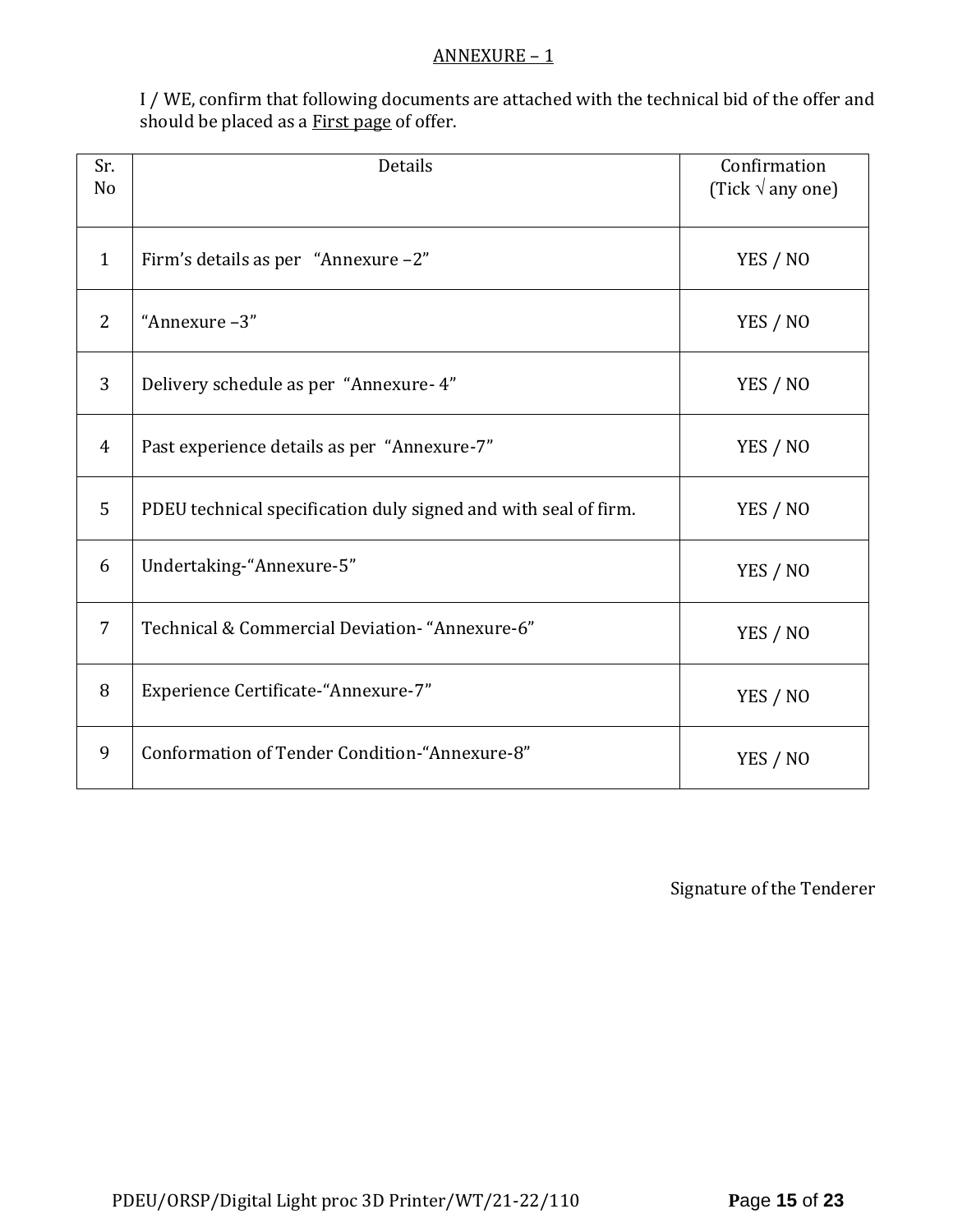## ANNEXURE – 1

I / WE, confirm that following documents are attached with the technical bid of the offer and should be placed as a First page of offer.

| Sr. No | Details | Confirmation (Tick √ any one) |
|---|---|---|
| 1 | Firm's details as per "Annexure –2" | YES / NO |
| 2 | "Annexure –3" | YES / NO |
| 3 | Delivery schedule as per "Annexure- 4" | YES / NO |
| 4 | Past experience details as per "Annexure-7" | YES / NO |
| 5 | PDEU technical specification duly signed and with seal of firm. | YES / NO |
| 6 | Undertaking-"Annexure-5" | YES / NO |
| 7 | Technical & Commercial Deviation- "Annexure-6" | YES / NO |
| 8 | Experience Certificate-"Annexure-7" | YES / NO |
| 9 | Conformation of Tender Condition-"Annexure-8" | YES / NO |

Signature of the Tenderer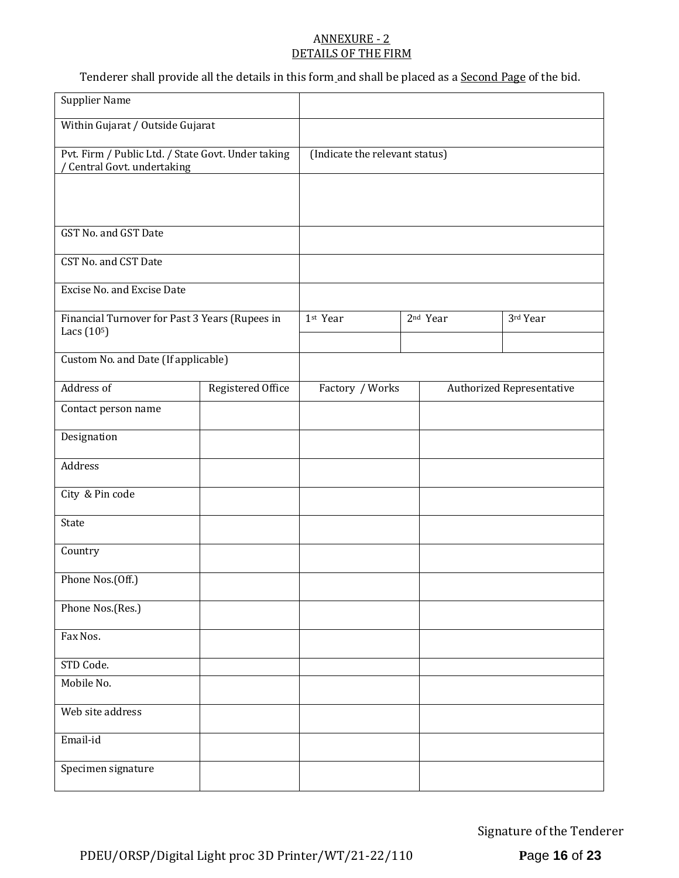ANNEXURE - 2
DETAILS OF THE FIRM

Tenderer shall provide all the details in this form and shall be placed as a Second Page of the bid.

| | | | |
|---|---|---|---|
| Supplier Name | | | |
| Within Gujarat / Outside Gujarat | | | |
| Pvt. Firm / Public Ltd. / State Govt. Under taking / Central Govt. undertaking | (Indicate the relevant status) | | |
| | | | |
| GST No. and GST Date | | | |
| CST No. and CST Date | | | |
| Excise No. and Excise Date | | | |
| Financial Turnover for Past 3 Years (Rupees in Lacs ($10^5$) | 1st Year | 2nd Year | 3rd Year |
| | | | |
| Custom No. and Date (If applicable) | | | |

| Address of | Registered Office | Factory / Works | Authorized Representative |
|---|---|---|---|
| Contact person name | | | |
| Designation | | | |
| Address | | | |
| City & Pin code | | | |
| State | | | |
| Country | | | |
| Phone Nos.(Off.) | | | |
| Phone Nos.(Res.) | | | |
| Fax Nos. | | | |
| STD Code. | | | |
| Mobile No. | | | |
| Web site address | | | |
| Email-id | | | |
| Specimen signature | | | |

Signature of the Tenderer

PDEU/ORSP/Digital Light proc 3D Printer/WT/21-22/110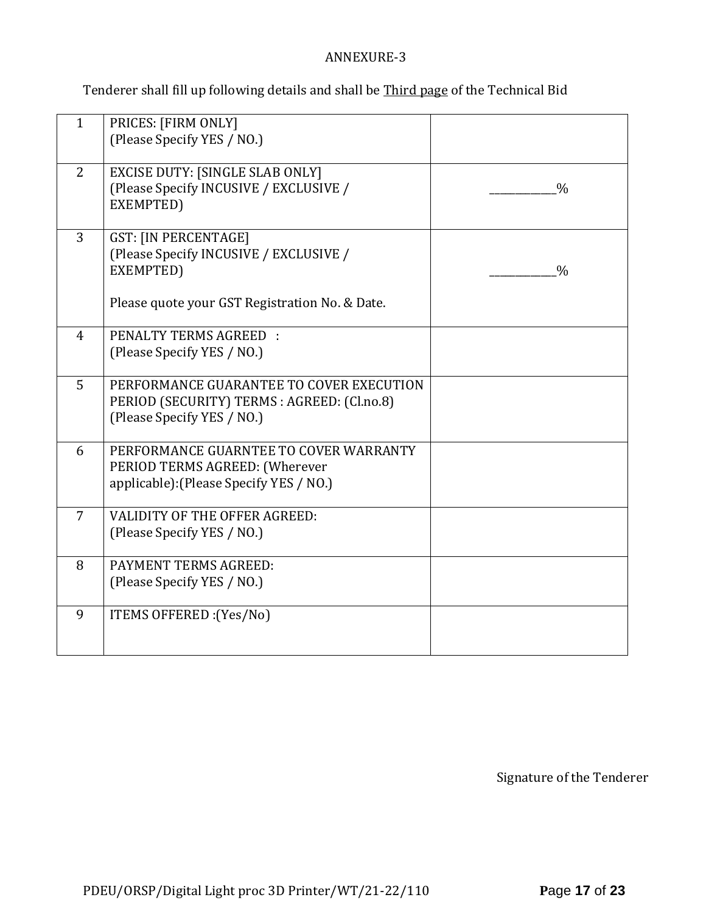ANNEXURE-3

Tenderer shall fill up following details and shall be <u>Third page</u> of the Technical Bid

| | | |
|---|---|---|
| 1 | PRICES: [FIRM ONLY]<br>(Please Specify YES / NO.) | |
| 2 | EXCISE DUTY: [SINGLE SLAB ONLY]<br>(Please Specify INCUSIVE / EXCLUSIVE / EXEMPTED) | ___________% |
| 3 | GST: [IN PERCENTAGE]<br>(Please Specify INCUSIVE / EXCLUSIVE / EXEMPTED)<br><br>Please quote your GST Registration No. & Date. | ___________% |
| 4 | PENALTY TERMS AGREED :<br>(Please Specify YES / NO.) | |
| 5 | PERFORMANCE GUARANTEE TO COVER EXECUTION PERIOD (SECURITY) TERMS : AGREED: (Cl.no.8)<br>(Please Specify YES / NO.) | |
| 6 | PERFORMANCE GUARNTEE TO COVER WARRANTY PERIOD TERMS AGREED: (Wherever applicable):(Please Specify YES / NO.) | |
| 7 | VALIDITY OF THE OFFER AGREED:<br>(Please Specify YES / NO.) | |
| 8 | PAYMENT TERMS AGREED:<br>(Please Specify YES / NO.) | |
| 9 | ITEMS OFFERED :(Yes/No) | |

Signature of the Tenderer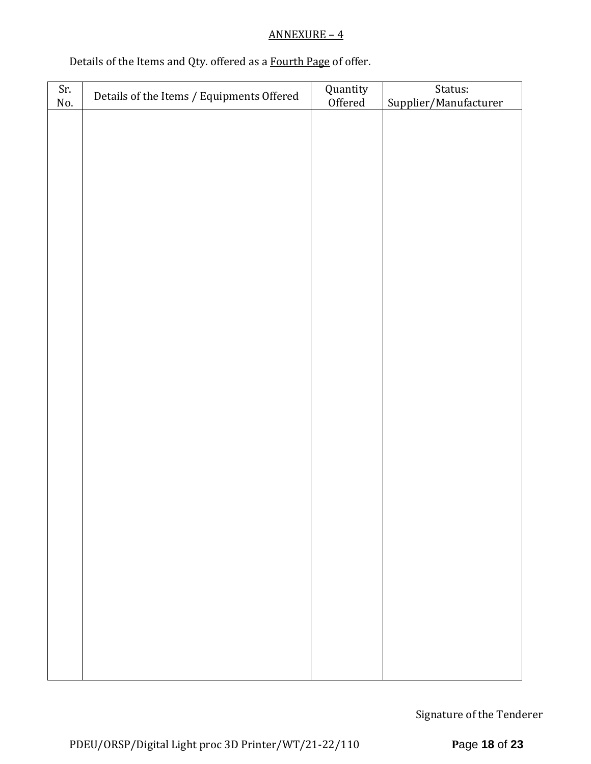ANNEXURE – 4

Details of the Items and Qty. offered as a Fourth Page of offer.

| Sr. No. | Details of the Items / Equipments Offered | Quantity Offered | Status: Supplier/Manufacturer |
|---|---|---|---|
| | | | |

Signature of the Tenderer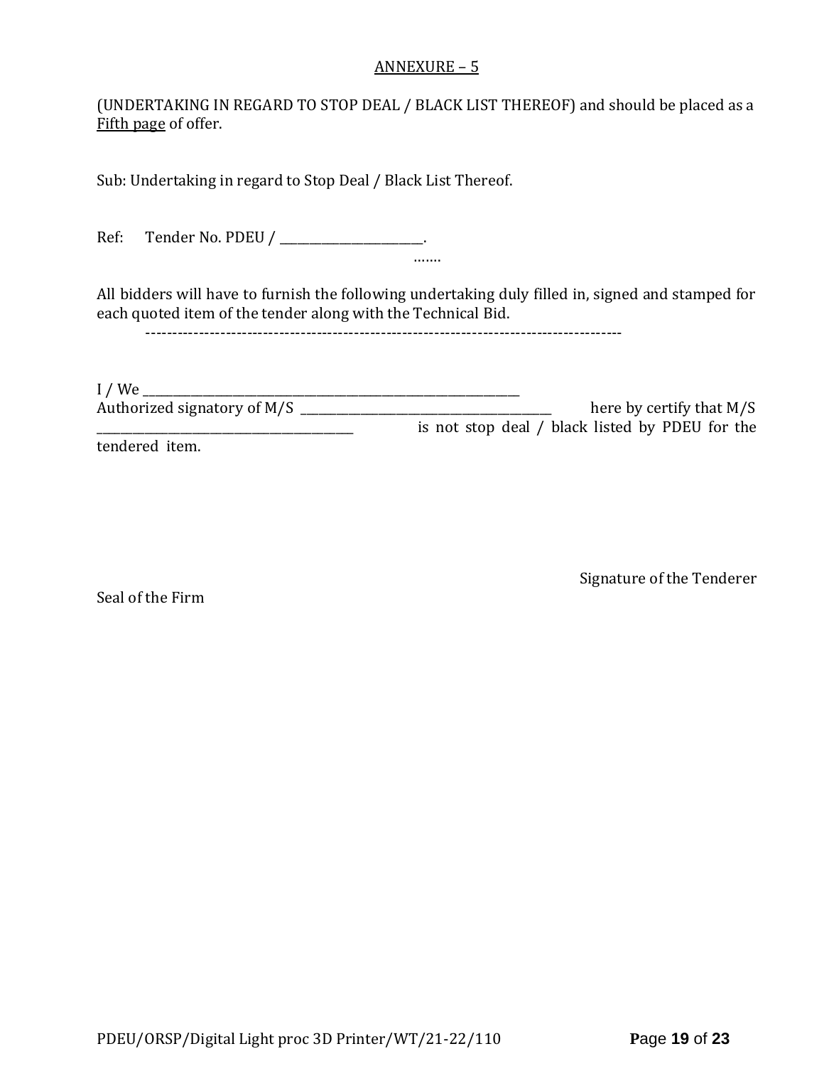ANNEXURE – 5

(UNDERTAKING IN REGARD TO STOP DEAL / BLACK LIST THEREOF) and should be placed as a Fifth page of offer.

Sub: Undertaking in regard to Stop Deal / Black List Thereof.

Ref: Tender No. PDEU / ______________________.

…….

All bidders will have to furnish the following undertaking duly filled in, signed and stamped for each quoted item of the tender along with the Technical Bid.

------------------------------------------------------------------------------------------

I / We ______________________________________________________________
Authorized signatory of M/S ________________________________________ here by certify that M/S ________________________________________ is not stop deal / black listed by PDEU for the tendered item.

Signature of the Tenderer

Seal of the Firm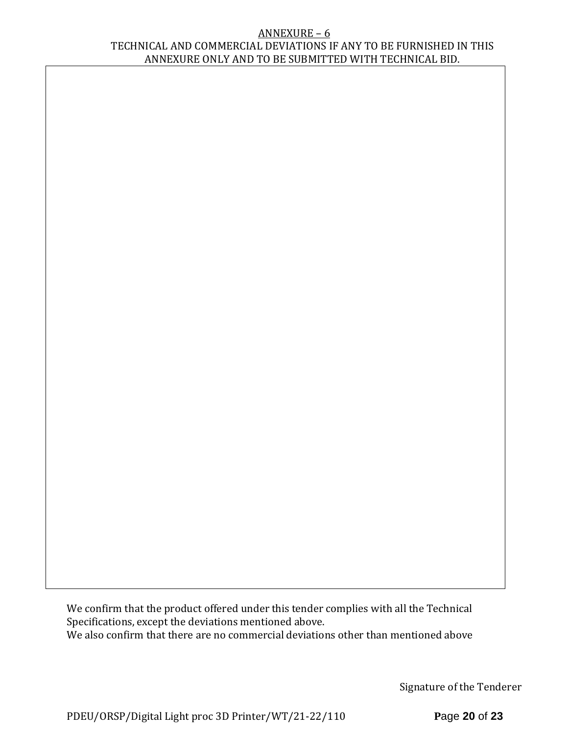ANNEXURE – 6

TECHNICAL AND COMMERCIAL DEVIATIONS IF ANY TO BE FURNISHED IN THIS ANNEXURE ONLY AND TO BE SUBMITTED WITH TECHNICAL BID.

| |
|---|
| |

We confirm that the product offered under this tender complies with all the Technical Specifications, except the deviations mentioned above.

We also confirm that there are no commercial deviations other than mentioned above

Signature of the Tenderer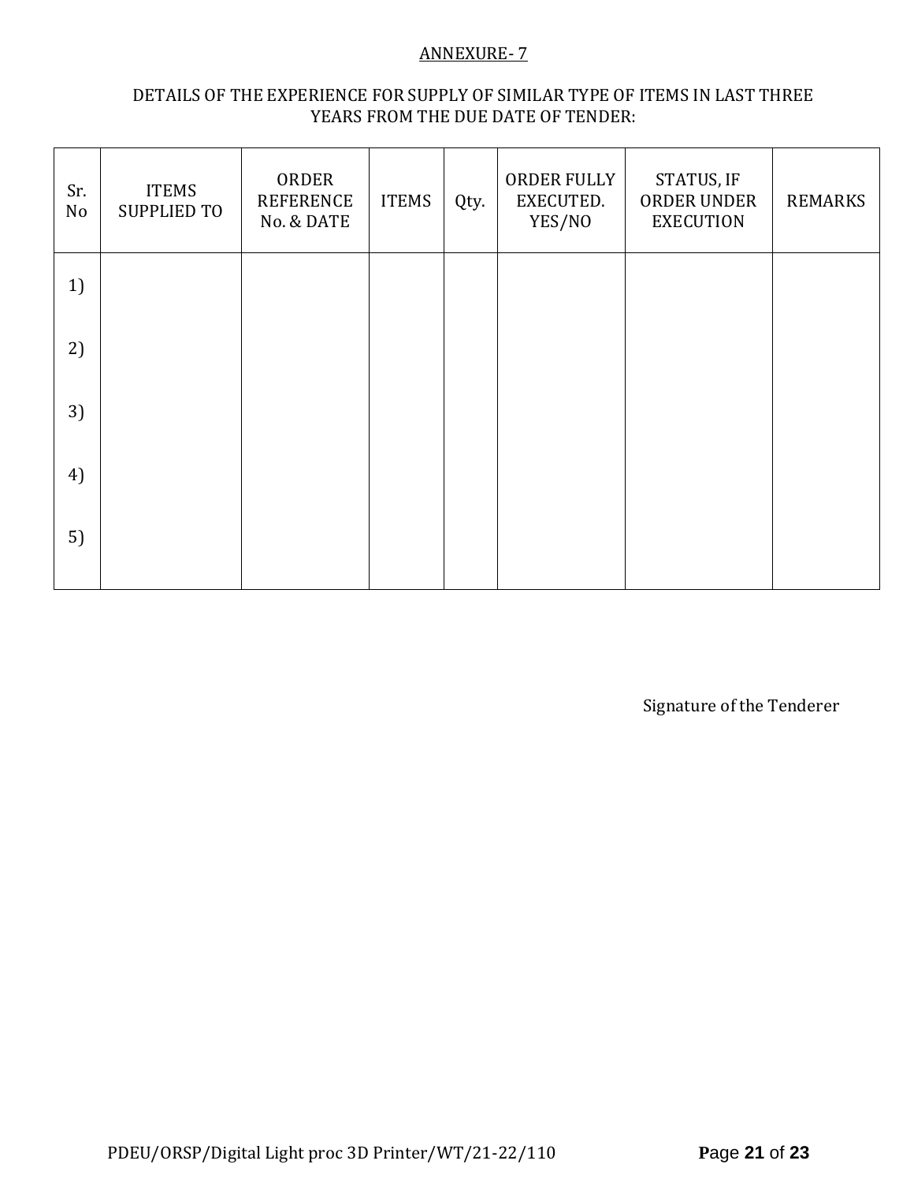ANNEXURE- 7

DETAILS OF THE EXPERIENCE FOR SUPPLY OF SIMILAR TYPE OF ITEMS IN LAST THREE YEARS FROM THE DUE DATE OF TENDER:

| Sr. No | ITEMS SUPPLIED TO | ORDER REFERENCE No. & DATE | ITEMS | Qty. | ORDER FULLY EXECUTED. YES/NO | STATUS, IF ORDER UNDER EXECUTION | REMARKS |
|---|---|---|---|---|---|---|---|
| 1) | | | | | | | |
| 2) | | | | | | | |
| 3) | | | | | | | |
| 4) | | | | | | | |
| 5) | | | | | | | |

Signature of the Tenderer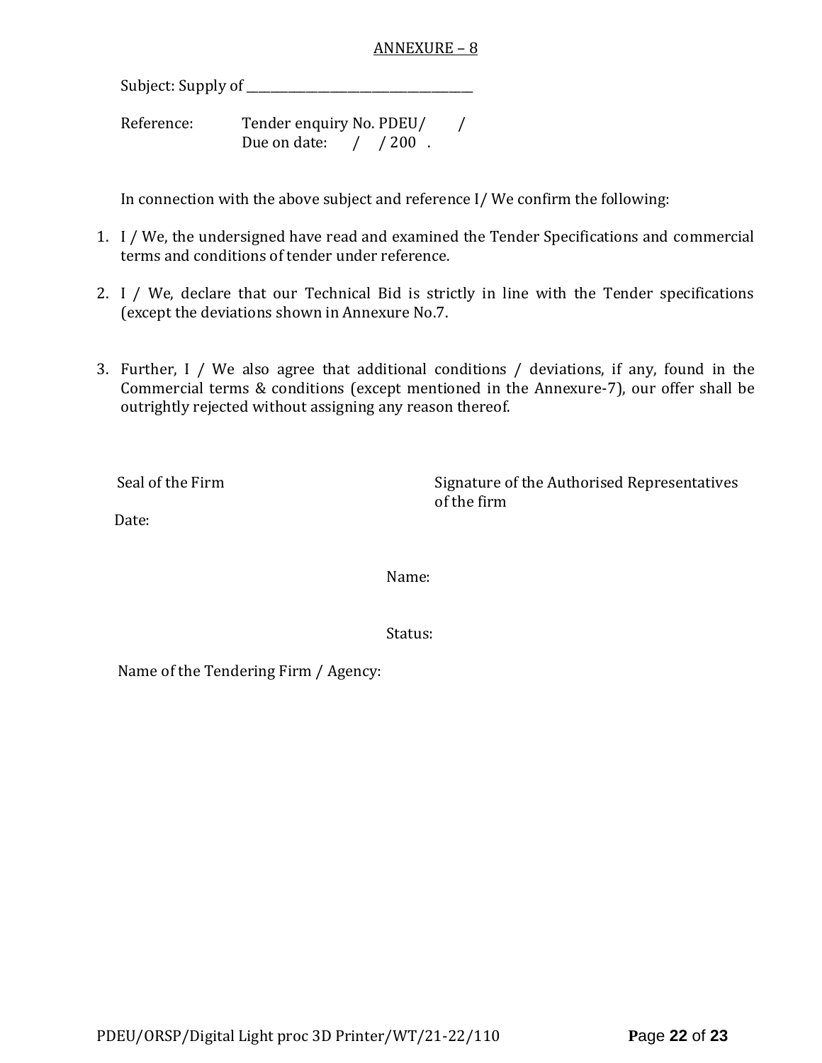# ANNEXURE – 8

Subject: Supply of ______________________________________

Reference: Tender enquiry No. PDEU/ /
Due on date: / / 200 .

In connection with the above subject and reference I/ We confirm the following:

1. I / We, the undersigned have read and examined the Tender Specifications and commercial terms and conditions of tender under reference.
2. I / We, declare that our Technical Bid is strictly in line with the Tender specifications (except the deviations shown in Annexure No.7.
3. Further, I / We also agree that additional conditions / deviations, if any, found in the Commercial terms & conditions (except mentioned in the Annexure-7), our offer shall be outrightly rejected without assigning any reason thereof.

Seal of the Firm

Signature of the Authorised Representatives of the firm

Date:

Name:

Status:

Name of the Tendering Firm / Agency: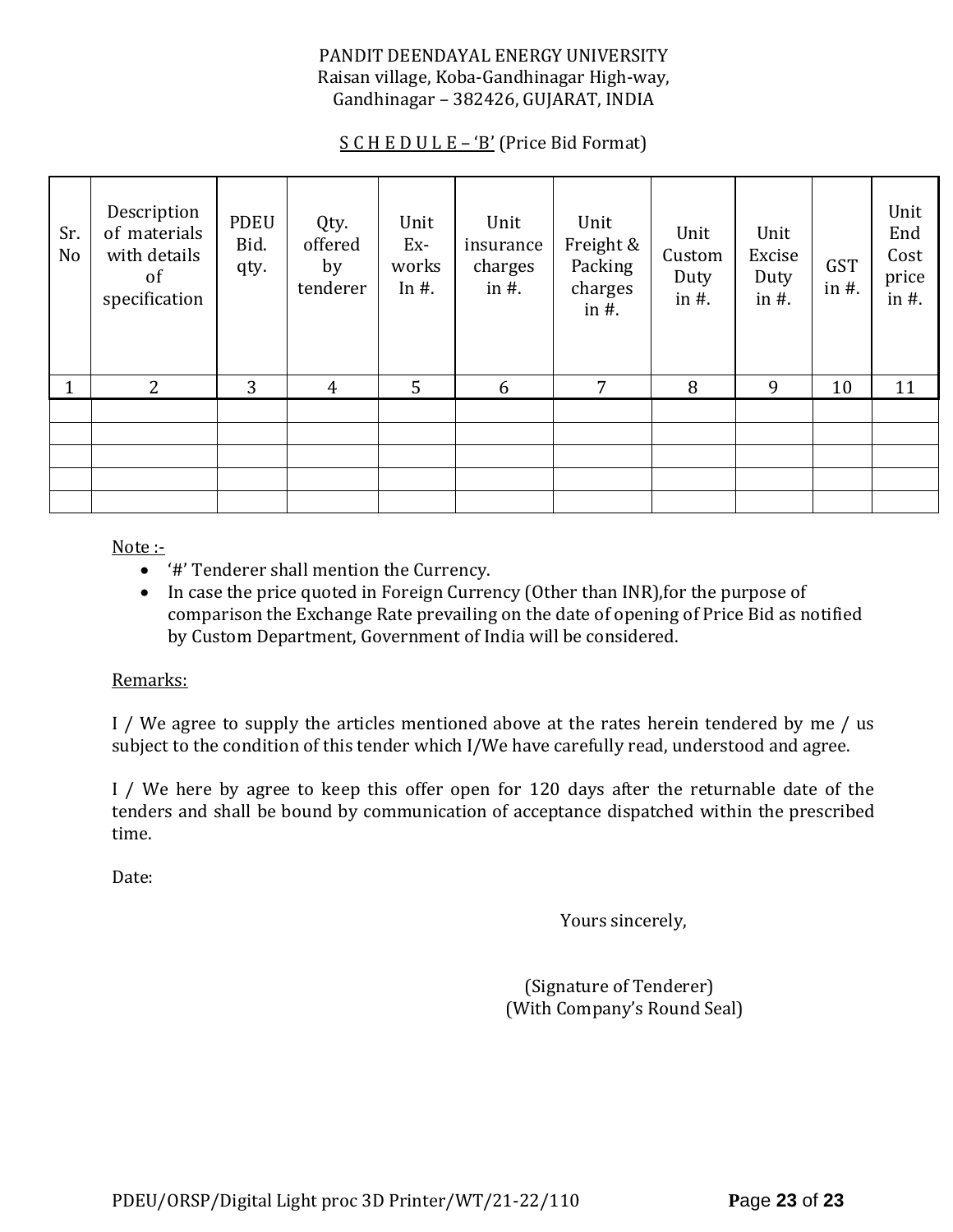PANDIT DEENDAYAL ENERGY UNIVERSITY
Raisan village, Koba-Gandhinagar High-way,
Gandhinagar – 382426, GUJARAT, INDIA

S C H E D U L E – 'B' (Price Bid Format)

| Sr. No | Description of materials with details of specification | PDEU Bid. qty. | Qty. offered by tenderer | Unit Ex-works In #. | Unit insurance charges in #. | Unit Freight & Packing charges in #. | Unit Custom Duty in #. | Unit Excise Duty in #. | GST in #. | Unit End Cost price in #. |
|---|---|---|---|---|---|---|---|---|---|---|
| 1 | 2 | 3 | 4 | 5 | 6 | 7 | 8 | 9 | 10 | 11 |
| | | | | | | | | | | |
| | | | | | | | | | | |
| | | | | | | | | | | |
| | | | | | | | | | | |
| | | | | | | | | | | |

Note :-

- '#' Tenderer shall mention the Currency.
- In case the price quoted in Foreign Currency (Other than INR),for the purpose of comparison the Exchange Rate prevailing on the date of opening of Price Bid as notified by Custom Department, Government of India will be considered.

Remarks:

I / We agree to supply the articles mentioned above at the rates herein tendered by me / us subject to the condition of this tender which I/We have carefully read, understood and agree.

I / We here by agree to keep this offer open for 120 days after the returnable date of the tenders and shall be bound by communication of acceptance dispatched within the prescribed time.

Date:

Yours sincerely,

(Signature of Tenderer)
(With Company's Round Seal)